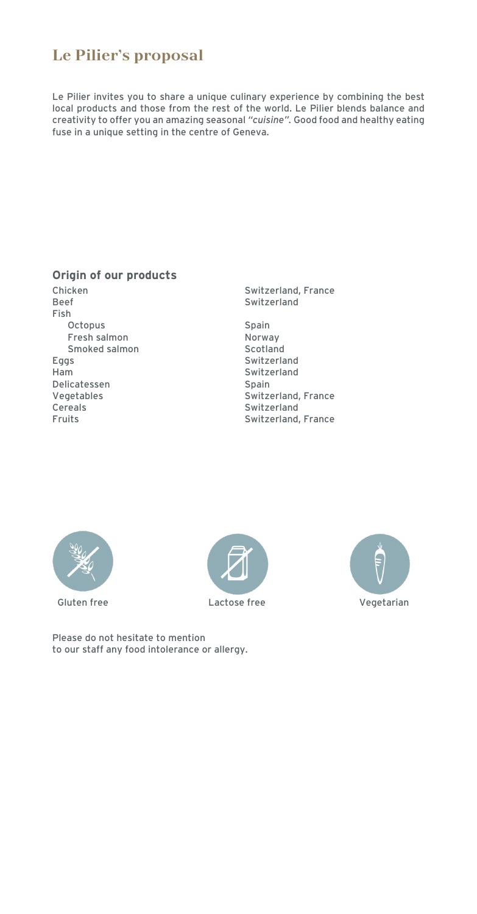# Le Pilier's proposal

Le Pilier invites you to share a unique culinary experience by combining the best local products and those from the rest of the world. Le Pilier blends balance and creativity to offer you an amazing seasonal "*cuisine*". Good food and healthy eating fuse in a unique setting in the centre of Geneva.

## Origin of our products

| | |
|---|---|
| Chicken | Switzerland, France |
| Beef | Switzerland |
| Fish | |
| Octopus | Spain |
| Fresh salmon | Norway |
| Smoked salmon | Scotland |
| Eggs | Switzerland |
| Ham | Switzerland |
| Delicatessen | Spain |
| Vegetables | Switzerland, France |
| Cereals | Switzerland |
| Fruits | Switzerland, France |

Gluten free

Lactose free

Vegetarian

Please do not hesitate to mention to our staff any food intolerance or allergy.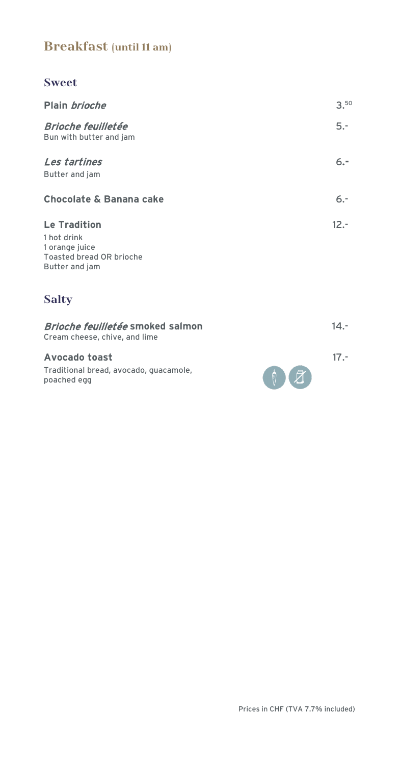# Breakfast (until 11 am)

## Sweet

**Plain *brioche*** 3.50

***Brioche feuilletée*** 5.-
Bun with butter and jam

***Les tartines*** 6.-
Butter and jam

**Chocolate & Banana cake** 6.-

**Le Tradition** 12.-
1 hot drink
1 orange juice
Toasted bread OR brioche
Butter and jam

## Salty

***Brioche feuilletée* smoked salmon** 14.-
Cream cheese, chive, and lime

**Avocado toast** 17.-
Traditional bread, avocado, guacamole, poached egg

Prices in CHF (TVA 7.7% included)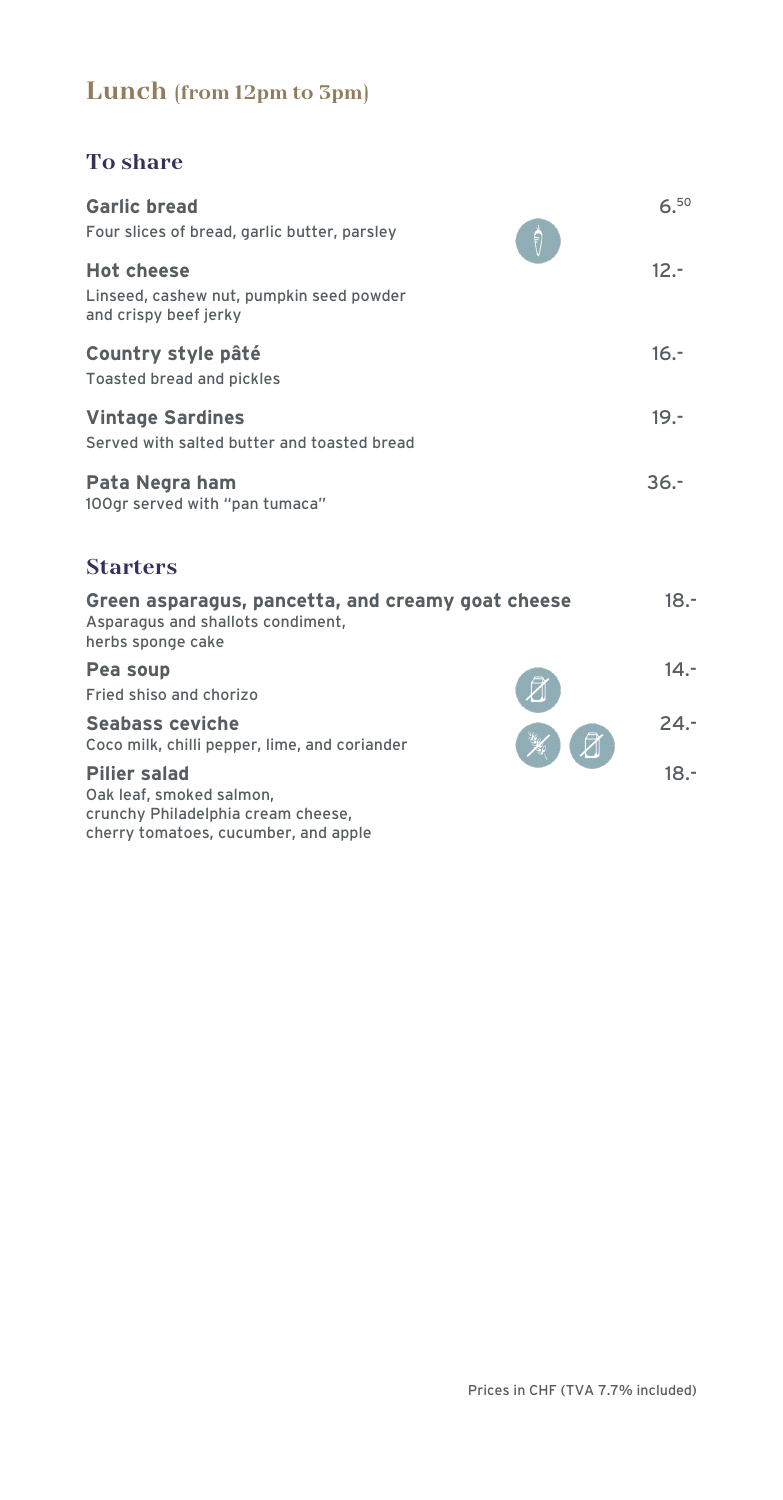# Lunch (from 12pm to 3pm)

## To share

**Garlic bread** — 6.50
Four slices of bread, garlic butter, parsley

**Hot cheese** — 12.-
Linseed, cashew nut, pumpkin seed powder and crispy beef jerky

**Country style pâté** — 16.-
Toasted bread and pickles

**Vintage Sardines** — 19.-
Served with salted butter and toasted bread

**Pata Negra ham** — 36.-
100gr served with "pan tumaca"

## Starters

**Green asparagus, pancetta, and creamy goat cheese** — 18.-
Asparagus and shallots condiment, herbs sponge cake

**Pea soup** — 14.-
Fried shiso and chorizo

**Seabass ceviche** — 24.-
Coco milk, chilli pepper, lime, and coriander

**Pilier salad** — 18.-
Oak leaf, smoked salmon, crunchy Philadelphia cream cheese, cherry tomatoes, cucumber, and apple

Prices in CHF (TVA 7.7% included)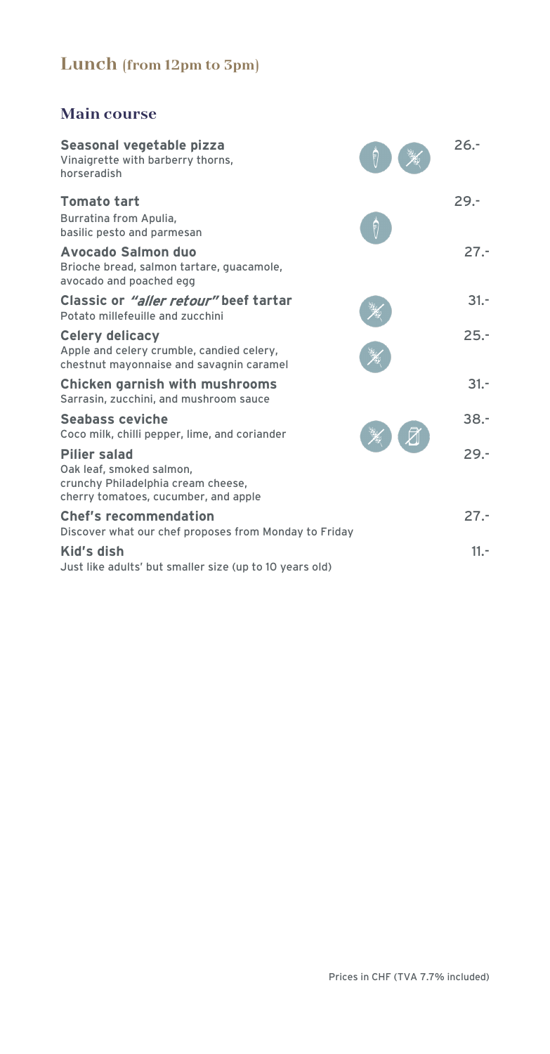## Lunch (from 12pm to 3pm)

### Main course

**Seasonal vegetable pizza** — 26.-
Vinaigrette with barberry thorns, horseradish

**Tomato tart** — 29.-
Burratina from Apulia, basilic pesto and parmesan

**Avocado Salmon duo** — 27.-
Brioche bread, salmon tartare, guacamole, avocado and poached egg

**Classic or *"aller retour"* beef tartar** — 31.-
Potato millefeuille and zucchini

**Celery delicacy** — 25.-
Apple and celery crumble, candied celery, chestnut mayonnaise and savagnin caramel

**Chicken garnish with mushrooms** — 31.-
Sarrasin, zucchini, and mushroom sauce

**Seabass ceviche** — 38.-
Coco milk, chilli pepper, lime, and coriander

**Pilier salad** — 29.-
Oak leaf, smoked salmon, crunchy Philadelphia cream cheese, cherry tomatoes, cucumber, and apple

**Chef's recommendation** — 27.-
Discover what our chef proposes from Monday to Friday

**Kid's dish** — 11.-
Just like adults' but smaller size (up to 10 years old)

Prices in CHF (TVA 7.7% included)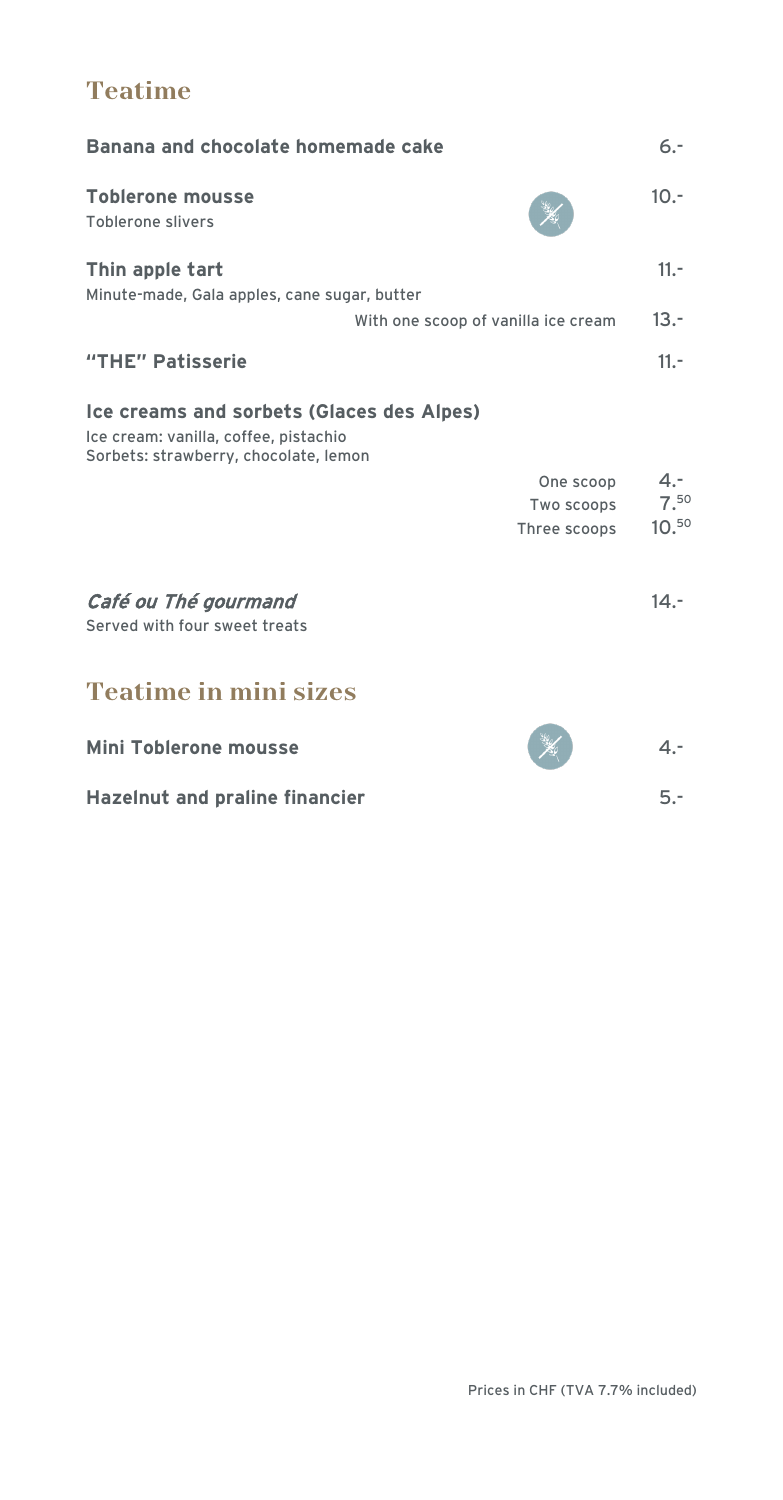## Teatime

**Banana and chocolate homemade cake** 6.-

**Toblerone mousse** 10.-
Toblerone slivers

**Thin apple tart** 11.-
Minute-made, Gala apples, cane sugar, butter
With one scoop of vanilla ice cream 13.-

**"THE" Patisserie** 11.-

**Ice creams and sorbets (Glaces des Alpes)**
Ice cream: vanilla, coffee, pistachio
Sorbets: strawberry, chocolate, lemon

| | |
|---|---|
| One scoop | 4.- |
| Two scoops | 7.50 |
| Three scoops | 10.50 |

***Café ou Thé gourmand*** 14.-
Served with four sweet treats

## Teatime in mini sizes

**Mini Toblerone mousse** 4.-

**Hazelnut and praline financier** 5.-

Prices in CHF (TVA 7.7% included)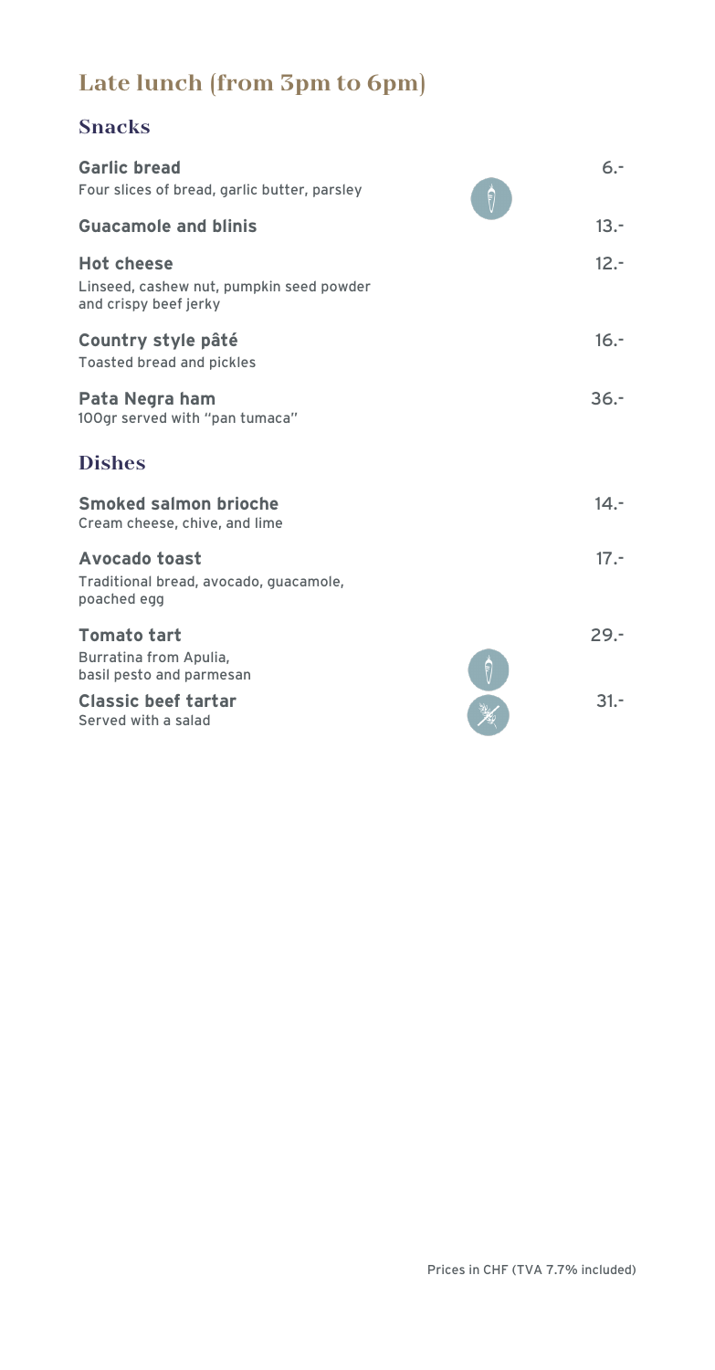# Late lunch (from 3pm to 6pm)

## Snacks

**Garlic bread** — 6.-
Four slices of bread, garlic butter, parsley

**Guacamole and blinis** — 13.-

**Hot cheese** — 12.-
Linseed, cashew nut, pumpkin seed powder and crispy beef jerky

**Country style pâté** — 16.-
Toasted bread and pickles

**Pata Negra ham** — 36.-
100gr served with "pan tumaca"

## Dishes

**Smoked salmon brioche** — 14.-
Cream cheese, chive, and lime

**Avocado toast** — 17.-
Traditional bread, avocado, guacamole, poached egg

**Tomato tart** — 29.-
Burratina from Apulia, basil pesto and parmesan

**Classic beef tartar** — 31.-
Served with a salad

Prices in CHF (TVA 7.7% included)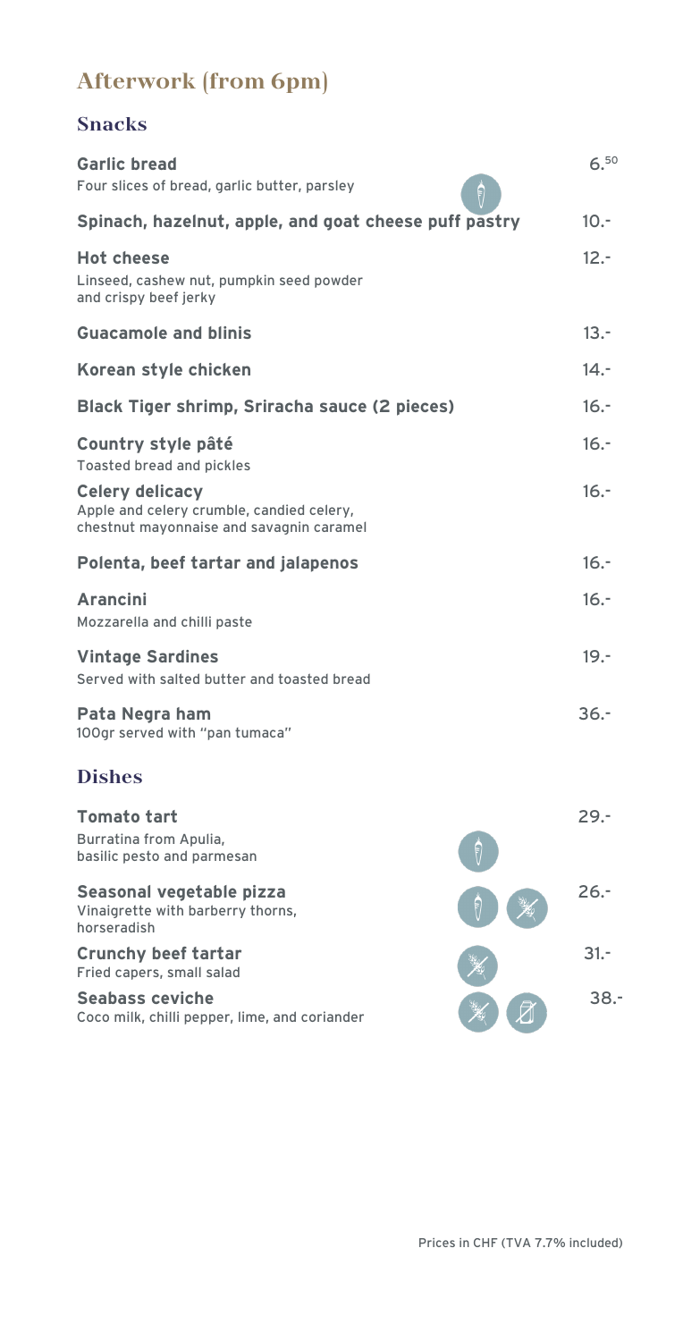# Afterwork (from 6pm)

## Snacks

**Garlic bread** — 6.50
Four slices of bread, garlic butter, parsley

**Spinach, hazelnut, apple, and goat cheese puff pastry** — 10.-

**Hot cheese** — 12.-
Linseed, cashew nut, pumpkin seed powder and crispy beef jerky

**Guacamole and blinis** — 13.-

**Korean style chicken** — 14.-

**Black Tiger shrimp, Sriracha sauce (2 pieces)** — 16.-

**Country style pâté** — 16.-
Toasted bread and pickles

**Celery delicacy** — 16.-
Apple and celery crumble, candied celery, chestnut mayonnaise and savagnin caramel

**Polenta, beef tartar and jalapenos** — 16.-

**Arancini** — 16.-
Mozzarella and chilli paste

**Vintage Sardines** — 19.-
Served with salted butter and toasted bread

**Pata Negra ham** — 36.-
100gr served with "pan tumaca"

## Dishes

**Tomato tart** — 29.-
Burratina from Apulia, basilic pesto and parmesan

**Seasonal vegetable pizza** — 26.-
Vinaigrette with barberry thorns, horseradish

**Crunchy beef tartar** — 31.-
Fried capers, small salad

**Seabass ceviche** — 38.-
Coco milk, chilli pepper, lime, and coriander

Prices in CHF (TVA 7.7% included)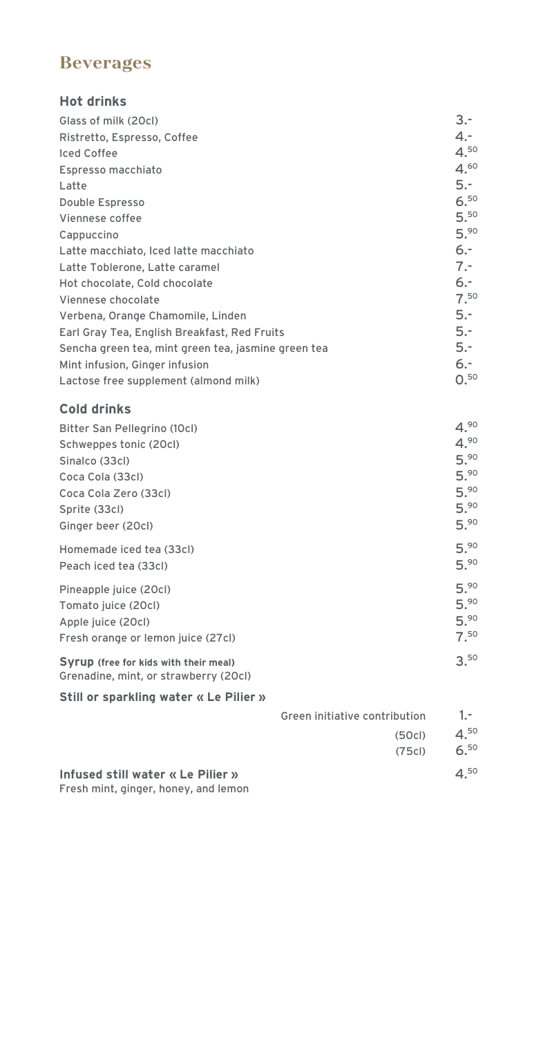# Beverages

## Hot drinks

| Item | Price |
|---|---|
| Glass of milk (20cl) | 3.- |
| Ristretto, Espresso, Coffee | 4.- |
| Iced Coffee | 4.50 |
| Espresso macchiato | 4.60 |
| Latte | 5.- |
| Double Espresso | 6.50 |
| Viennese coffee | 5.50 |
| Cappuccino | 5.90 |
| Latte macchiato, Iced latte macchiato | 6.- |
| Latte Toblerone, Latte caramel | 7.- |
| Hot chocolate, Cold chocolate | 6.- |
| Viennese chocolate | 7.50 |
| Verbena, Orange Chamomile, Linden | 5.- |
| Earl Gray Tea, English Breakfast, Red Fruits | 5.- |
| Sencha green tea, mint green tea, jasmine green tea | 5.- |
| Mint infusion, Ginger infusion | 6.- |
| Lactose free supplement (almond milk) | 0.50 |

## Cold drinks

| Item | Price |
|---|---|
| Bitter San Pellegrino (10cl) | 4.90 |
| Schweppes tonic (20cl) | 4.90 |
| Sinalco (33cl) | 5.90 |
| Coca Cola (33cl) | 5.90 |
| Coca Cola Zero (33cl) | 5.90 |
| Sprite (33cl) | 5.90 |
| Ginger beer (20cl) | 5.90 |
| Homemade iced tea (33cl) | 5.90 |
| Peach iced tea (33cl) | 5.90 |
| Pineapple juice (20cl) | 5.90 |
| Tomato juice (20cl) | 5.90 |
| Apple juice (20cl) | 5.90 |
| Fresh orange or lemon juice (27cl) | 7.50 |
| **Syrup** **(free for kids with their meal)** Grenadine, mint, or strawberry (20cl) | 3.50 |

**Still or sparkling water « Le Pilier »**

| | Price |
|---|---|
| Green initiative contribution | 1.- |
| (50cl) | 4.50 |
| (75cl) | 6.50 |

**Infused still water « Le Pilier »** — 4.50
Fresh mint, ginger, honey, and lemon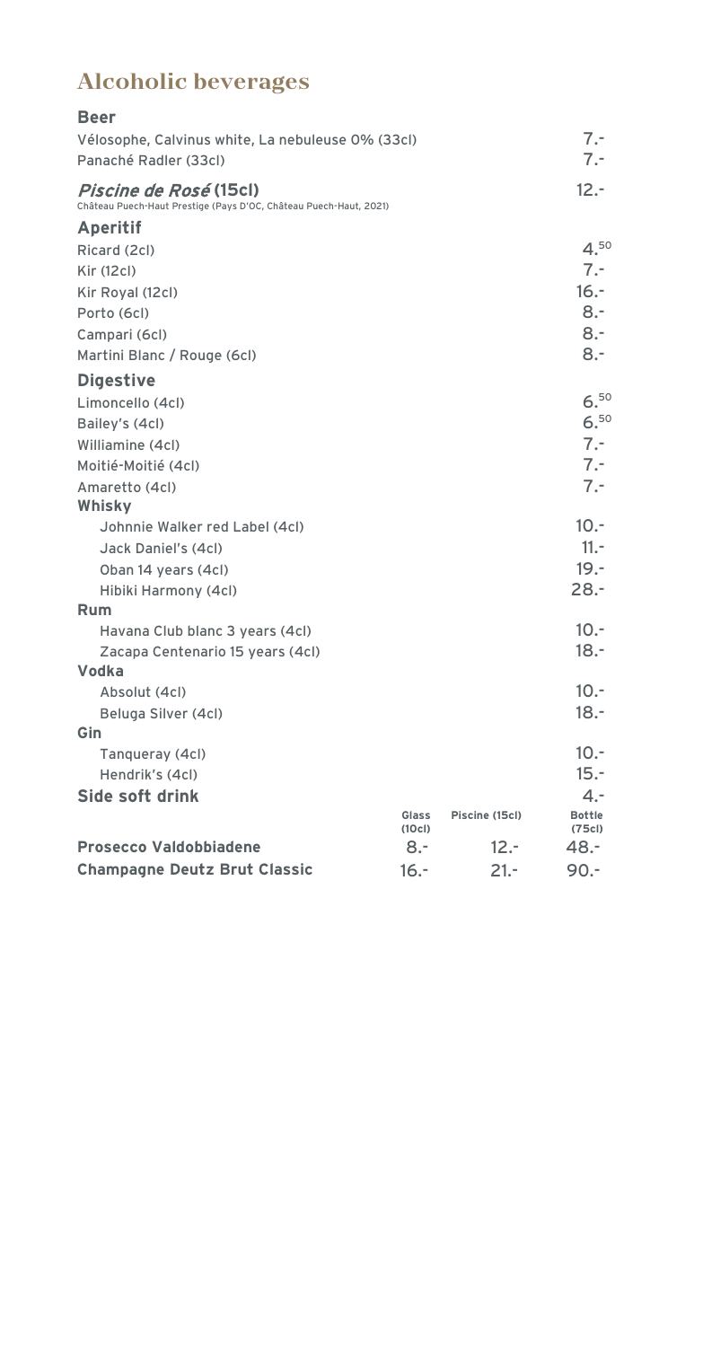# Alcoholic beverages

## Beer

| Item | Price |
| --- | --- |
| Vélosophe, Calvinus white, La nebuleuse 0% (33cl) | 7.- |
| Panaché Radler (33cl) | 7.- |

## *Piscine de Rosé* (15cl)

Château Puech-Haut Prestige (Pays D'OC, Château Puech-Haut, 2021) — 12.-

## Aperitif

| Item | Price |
| --- | --- |
| Ricard (2cl) | 4.50 |
| Kir (12cl) | 7.- |
| Kir Royal (12cl) | 16.- |
| Porto (6cl) | 8.- |
| Campari (6cl) | 8.- |
| Martini Blanc / Rouge (6cl) | 8.- |

## Digestive

| Item | Price |
| --- | --- |
| Limoncello (4cl) | 6.50 |
| Bailey's (4cl) | 6.50 |
| Williamine (4cl) | 7.- |
| Moitié-Moitié (4cl) | 7.- |
| Amaretto (4cl) | 7.- |

### Whisky

| Item | Price |
| --- | --- |
| Johnnie Walker red Label (4cl) | 10.- |
| Jack Daniel's (4cl) | 11.- |
| Oban 14 years (4cl) | 19.- |
| Hibiki Harmony (4cl) | 28.- |

### Rum

| Item | Price |
| --- | --- |
| Havana Club blanc 3 years (4cl) | 10.- |
| Zacapa Centenario 15 years (4cl) | 18.- |

### Vodka

| Item | Price |
| --- | --- |
| Absolut (4cl) | 10.- |
| Beluga Silver (4cl) | 18.- |

### Gin

| Item | Price |
| --- | --- |
| Tanqueray (4cl) | 10.- |
| Hendrik's (4cl) | 15.- |

## Side soft drink

4.-

| | Glass (10cl) | Piscine (15cl) | Bottle (75cl) |
| --- | --- | --- | --- |
| **Prosecco Valdobbiadene** | 8.- | 12.- | 48.- |
| **Champagne Deutz Brut Classic** | 16.- | 21.- | 90.- |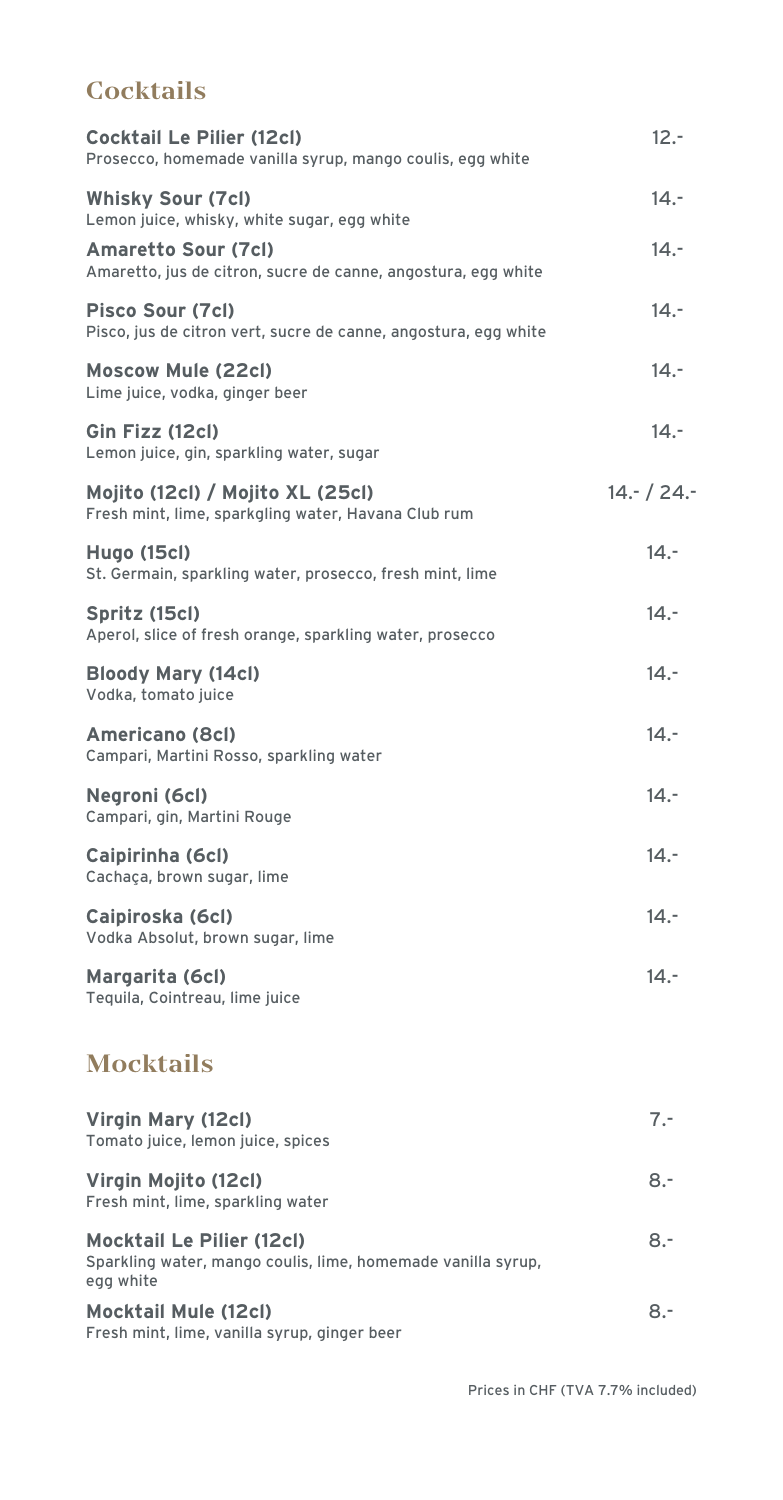## Cocktails

**Cocktail Le Pilier (12cl)** — 12.-
Prosecco, homemade vanilla syrup, mango coulis, egg white

**Whisky Sour (7cl)** — 14.-
Lemon juice, whisky, white sugar, egg white

**Amaretto Sour (7cl)** — 14.-
Amaretto, jus de citron, sucre de canne, angostura, egg white

**Pisco Sour (7cl)** — 14.-
Pisco, jus de citron vert, sucre de canne, angostura, egg white

**Moscow Mule (22cl)** — 14.-
Lime juice, vodka, ginger beer

**Gin Fizz (12cl)** — 14.-
Lemon juice, gin, sparkling water, sugar

**Mojito (12cl) / Mojito XL (25cl)** — 14.- / 24.-
Fresh mint, lime, sparkgling water, Havana Club rum

**Hugo (15cl)** — 14.-
St. Germain, sparkling water, prosecco, fresh mint, lime

**Spritz (15cl)** — 14.-
Aperol, slice of fresh orange, sparkling water, prosecco

**Bloody Mary (14cl)** — 14.-
Vodka, tomato juice

**Americano (8cl)** — 14.-
Campari, Martini Rosso, sparkling water

**Negroni (6cl)** — 14.-
Campari, gin, Martini Rouge

**Caipirinha (6cl)** — 14.-
Cachaça, brown sugar, lime

**Caipiroska (6cl)** — 14.-
Vodka Absolut, brown sugar, lime

**Margarita (6cl)** — 14.-
Tequila, Cointreau, lime juice

## Mocktails

**Virgin Mary (12cl)** — 7.-
Tomato juice, lemon juice, spices

**Virgin Mojito (12cl)** — 8.-
Fresh mint, lime, sparkling water

**Mocktail Le Pilier (12cl)** — 8.-
Sparkling water, mango coulis, lime, homemade vanilla syrup, egg white

**Mocktail Mule (12cl)** — 8.-
Fresh mint, lime, vanilla syrup, ginger beer

Prices in CHF (TVA 7.7% included)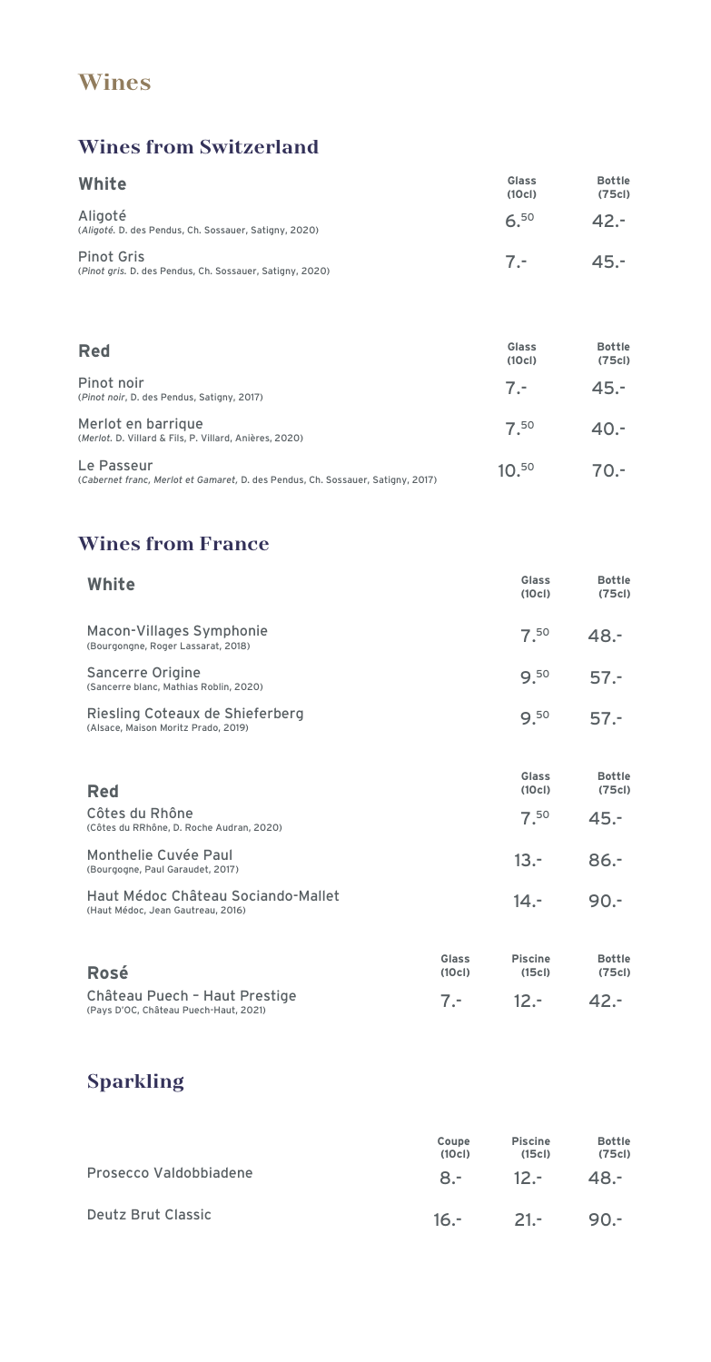# Wines

## Wines from Switzerland

| White | Glass (10cl) | Bottle (75cl) |
|---|---|---|
| Aligoté<br>(*Aligoté*. D. des Pendus, Ch. Sossauer, Satigny, 2020) | 6.50 | 42.- |
| Pinot Gris<br>(*Pinot gris*. D. des Pendus, Ch. Sossauer, Satigny, 2020) | 7.- | 45.- |

| Red | Glass (10cl) | Bottle (75cl) |
|---|---|---|
| Pinot noir<br>(*Pinot noir*, D. des Pendus, Satigny, 2017) | 7.- | 45.- |
| Merlot en barrique<br>(*Merlot*. D. Villard & Fils, P. Villard, Anières, 2020) | 7.50 | 40.- |
| Le Passeur<br>(*Cabernet franc, Merlot et Gamaret*, D. des Pendus, Ch. Sossauer, Satigny, 2017) | 10.50 | 70.- |

## Wines from France

| White | Glass (10cl) | Bottle (75cl) |
|---|---|---|
| Macon-Villages Symphonie<br>(Bourgongne, Roger Lassarat, 2018) | 7.50 | 48.- |
| Sancerre Origine<br>(Sancerre blanc, Mathias Roblin, 2020) | 9.50 | 57.- |
| Riesling Coteaux de Shieferberg<br>(Alsace, Maison Moritz Prado, 2019) | 9.50 | 57.- |

| Red | Glass (10cl) | Bottle (75cl) |
|---|---|---|
| Côtes du Rhône<br>(Côtes du RRhône, D. Roche Audran, 2020) | 7.50 | 45.- |
| Monthelie Cuvée Paul<br>(Bourgogne, Paul Garaudet, 2017) | 13.- | 86.- |
| Haut Médoc Château Sociando-Mallet<br>(Haut Médoc, Jean Gautreau, 2016) | 14.- | 90.- |

| Rosé | Glass (10cl) | Piscine (15cl) | Bottle (75cl) |
|---|---|---|---|
| Château Puech – Haut Prestige<br>(Pays D'OC, Château Puech-Haut, 2021) | 7.- | 12.- | 42.- |

## Sparkling

| | Coupe (10cl) | Piscine (15cl) | Bottle (75cl) |
|---|---|---|---|
| Prosecco Valdobbiadene | 8.- | 12.- | 48.- |
| Deutz Brut Classic | 16.- | 21.- | 90.- |